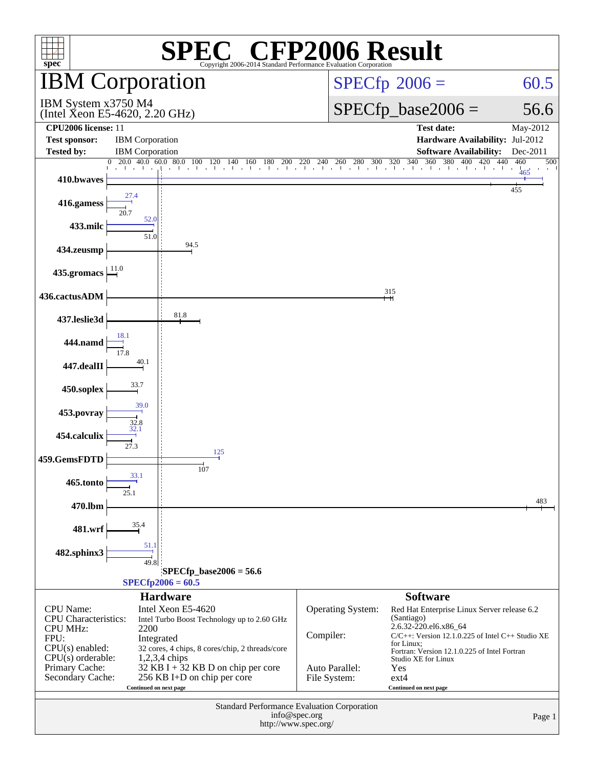# SPEC CFP2006 Result

Copyright 2006-2014 Standard Performance Evaluation Corporation

## IBM Corporation

IBM System x3750 M4
(Intel Xeon E5-4620, 2.20 GHz)

SPECfp 2006 = 60.5

SPECfp_base2006 = 56.6

| | | | |
|---|---|---|---|
| **CPU2006 license:** 11 | | **Test date:** | May-2012 |
| **Test sponsor:** | IBM Corporation | **Hardware Availability:** | Jul-2012 |
| **Tested by:** | IBM Corporation | **Software Availability:** | Dec-2011 |

| Benchmark | Peak | Base |
|---|---|---|
| 410.bwaves | 465 | 455 |
| 416.gamess | 27.4 | 20.7 |
| 433.milc | 52.0 | 51.0 |
| 434.zeusmp | | 94.5 |
| 435.gromacs | | 11.0 |
| 436.cactusADM | | 315 |
| 437.leslie3d | | 81.8 |
| 444.namd | 18.1 | 17.8 |
| 447.dealII | | 40.1 |
| 450.soplex | | 33.7 |
| 453.povray | 39.0 | 32.8 |
| 454.calculix | 32.1 | 27.3 |
| 459.GemsFDTD | 125 | 107 |
| 465.tonto | 33.1 | 25.1 |
| 470.lbm | | 483 |
| 481.wrf | | 35.4 |
| 482.sphinx3 | 51.1 | 49.8 |

SPECfp_base2006 = 56.6

SPECfp2006 = 60.5

### Hardware

| | |
|---|---|
| CPU Name: | Intel Xeon E5-4620 |
| CPU Characteristics: | Intel Turbo Boost Technology up to 2.60 GHz |
| CPU MHz: | 2200 |
| FPU: | Integrated |
| CPU(s) enabled: | 32 cores, 4 chips, 8 cores/chip, 2 threads/core |
| CPU(s) orderable: | 1,2,3,4 chips |
| Primary Cache: | 32 KB I + 32 KB D on chip per core |
| Secondary Cache: | 256 KB I+D on chip per core |

Continued on next page

### Software

| | |
|---|---|
| Operating System: | Red Hat Enterprise Linux Server release 6.2 (Santiago) 2.6.32-220.el6.x86_64 |
| Compiler: | C/C++: Version 12.1.0.225 of Intel C++ Studio XE for Linux; Fortran: Version 12.1.0.225 of Intel Fortran Studio XE for Linux |
| Auto Parallel: | Yes |
| File System: | ext4 |

Continued on next page

Standard Performance Evaluation Corporation
info@spec.org
http://www.spec.org/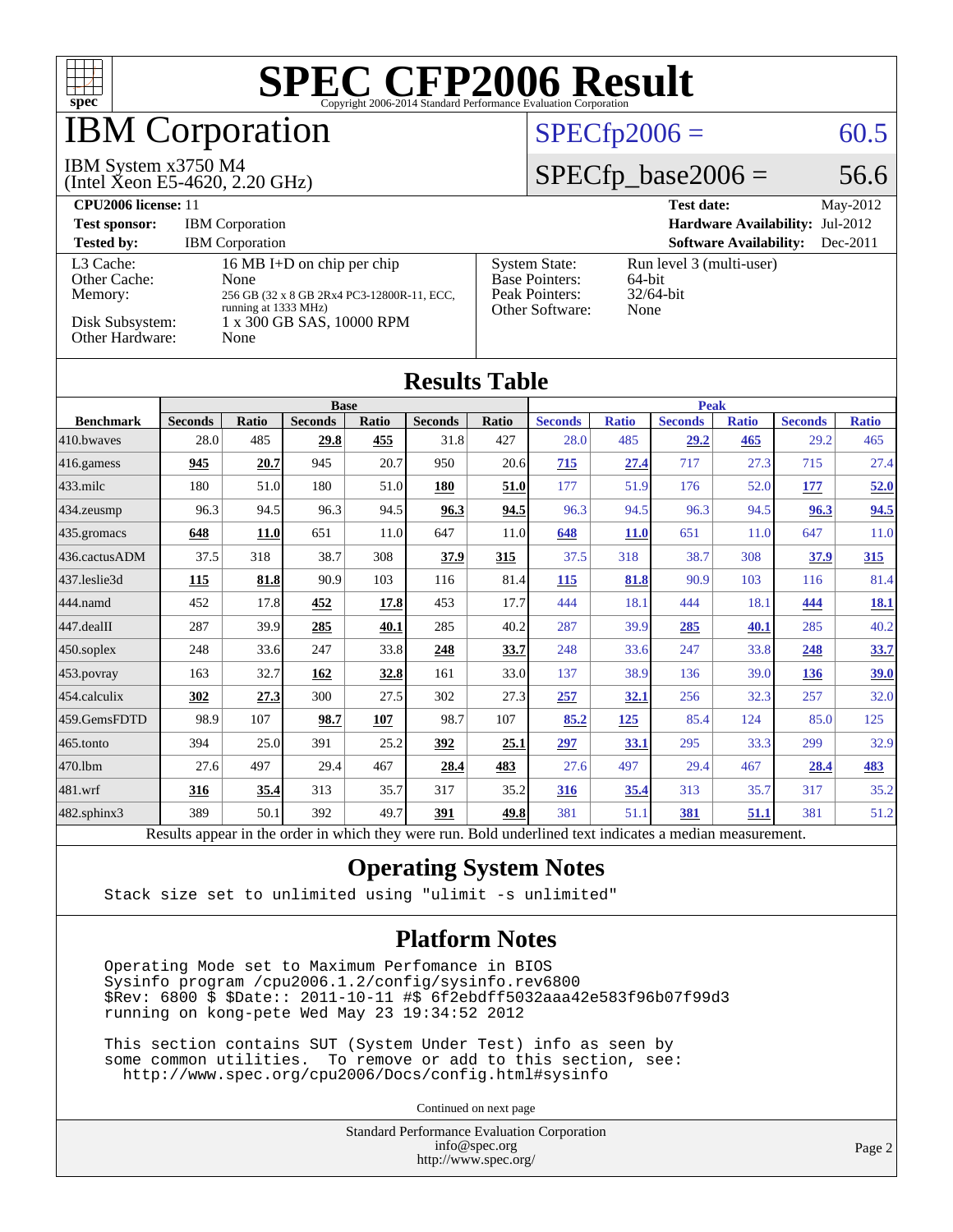# SPEC CFP2006 Result

Copyright 2006-2014 Standard Performance Evaluation Corporation

# IBM Corporation

IBM System x3750 M4
(Intel Xeon E5-4620, 2.20 GHz)

SPECfp2006 = 60.5

SPECfp_base2006 = 56.6

| | | | |
|---|---|---|---|
| **CPU2006 license:** 11 | | **Test date:** | May-2012 |
| **Test sponsor:** | IBM Corporation | **Hardware Availability:** | Jul-2012 |
| **Tested by:** | IBM Corporation | **Software Availability:** | Dec-2011 |

| | | | |
|---|---|---|---|
| L3 Cache: | 16 MB I+D on chip per chip | System State: | Run level 3 (multi-user) |
| Other Cache: | None | Base Pointers: | 64-bit |
| Memory: | 256 GB (32 x 8 GB 2Rx4 PC3-12800R-11, ECC, running at 1333 MHz) | Peak Pointers: | 32/64-bit |
| Disk Subsystem: | 1 x 300 GB SAS, 10000 RPM | Other Software: | None |
| Other Hardware: | None | | |

## Results Table

| Benchmark | Base | | | | | | Peak | | | | | |
|---|---|---|---|---|---|---|---|---|---|---|---|---|
| | Seconds | Ratio | Seconds | Ratio | Seconds | Ratio | Seconds | Ratio | Seconds | Ratio | Seconds | Ratio |
| 410.bwaves | 28.0 | 485 | **29.8** | **455** | 31.8 | 427 | 28.0 | 485 | **29.2** | **465** | 29.2 | 465 |
| 416.gamess | **945** | **20.7** | 945 | 20.7 | 950 | 20.6 | **715** | **27.4** | 717 | 27.3 | 715 | 27.4 |
| 433.milc | 180 | 51.0 | 180 | 51.0 | **180** | **51.0** | 177 | 51.9 | 176 | 52.0 | **177** | **52.0** |
| 434.zeusmp | 96.3 | 94.5 | 96.3 | 94.5 | **96.3** | **94.5** | 96.3 | 94.5 | 96.3 | 94.5 | **96.3** | **94.5** |
| 435.gromacs | **648** | **11.0** | 651 | 11.0 | 647 | 11.0 | **648** | **11.0** | 651 | 11.0 | 647 | 11.0 |
| 436.cactusADM | 37.5 | 318 | 38.7 | 308 | **37.9** | **315** | 37.5 | 318 | 38.7 | 308 | **37.9** | **315** |
| 437.leslie3d | **115** | **81.8** | 90.9 | 103 | 116 | 81.4 | **115** | **81.8** | 90.9 | 103 | 116 | 81.4 |
| 444.namd | 452 | 17.8 | **452** | **17.8** | 453 | 17.7 | 444 | 18.1 | 444 | 18.1 | **444** | **18.1** |
| 447.dealII | 287 | 39.9 | **285** | **40.1** | 285 | 40.2 | 287 | 39.9 | **285** | **40.1** | 285 | 40.2 |
| 450.soplex | 248 | 33.6 | 247 | 33.8 | **248** | **33.7** | 248 | 33.6 | 247 | 33.8 | **248** | **33.7** |
| 453.povray | 163 | 32.7 | **162** | **32.8** | 161 | 33.0 | 137 | 38.9 | 136 | 39.0 | **136** | **39.0** |
| 454.calculix | **302** | **27.3** | 300 | 27.5 | 302 | 27.3 | **257** | **32.1** | 256 | 32.3 | 257 | 32.0 |
| 459.GemsFDTD | 98.9 | 107 | **98.7** | **107** | 98.7 | 107 | **85.2** | **125** | 85.4 | 124 | 85.0 | 125 |
| 465.tonto | 394 | 25.0 | 391 | 25.2 | **392** | **25.1** | **297** | **33.1** | 295 | 33.3 | 299 | 32.9 |
| 470.lbm | 27.6 | 497 | 29.4 | 467 | **28.4** | **483** | 27.6 | 497 | 29.4 | 467 | **28.4** | **483** |
| 481.wrf | **316** | **35.4** | 313 | 35.7 | 317 | 35.2 | **316** | **35.4** | 313 | 35.7 | 317 | 35.2 |
| 482.sphinx3 | 389 | 50.1 | 392 | 49.7 | **391** | **49.8** | 381 | 51.1 | **381** | **51.1** | 381 | 51.2 |

Results appear in the order in which they were run. Bold underlined text indicates a median measurement.

## Operating System Notes

```
Stack size set to unlimited using "ulimit -s unlimited"
```

## Platform Notes

```
Operating Mode set to Maximum Perfomance in BIOS
Sysinfo program /cpu2006.1.2/config/sysinfo.rev6800
$Rev: 6800 $ $Date:: 2011-10-11 #$ 6f2ebdff5032aaa42e583f96b07f99d3
running on kong-pete Wed May 23 19:34:52 2012

This section contains SUT (System Under Test) info as seen by
some common utilities.  To remove or add to this section, see:
  http://www.spec.org/cpu2006/Docs/config.html#sysinfo
```

Continued on next page

Standard Performance Evaluation Corporation
info@spec.org
http://www.spec.org/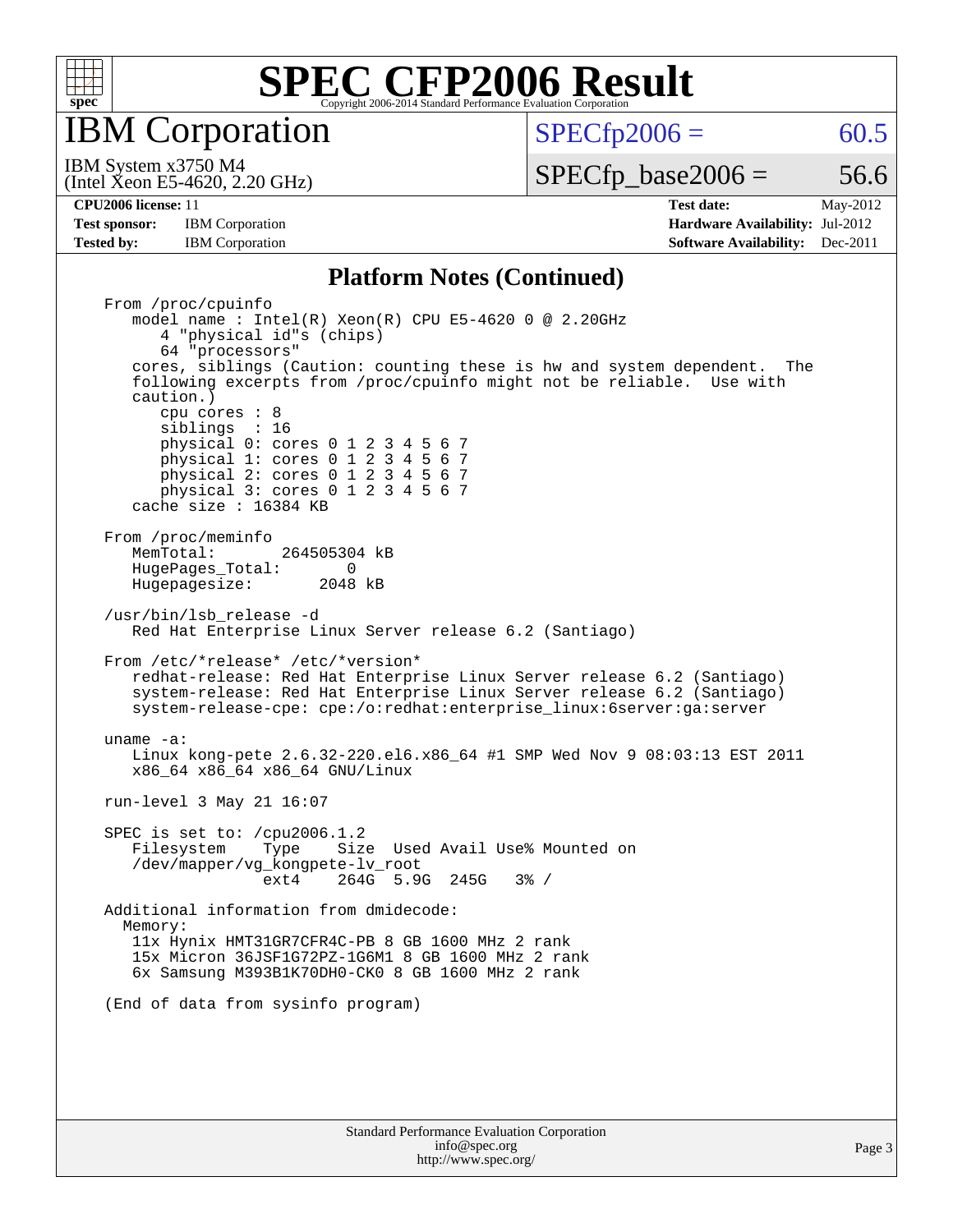## Platform Notes (Continued)

```
From /proc/cpuinfo
   model name : Intel(R) Xeon(R) CPU E5-4620 0 @ 2.20GHz
      4 "physical id"s (chips)
      64 "processors"
   cores, siblings (Caution: counting these is hw and system dependent.  The
   following excerpts from /proc/cpuinfo might not be reliable.  Use with
   caution.)
      cpu cores : 8
      siblings  : 16
      physical 0: cores 0 1 2 3 4 5 6 7
      physical 1: cores 0 1 2 3 4 5 6 7
      physical 2: cores 0 1 2 3 4 5 6 7
      physical 3: cores 0 1 2 3 4 5 6 7
   cache size : 16384 KB

From /proc/meminfo
   MemTotal:       264505304 kB
   HugePages_Total:       0
   Hugepagesize:       2048 kB

/usr/bin/lsb_release -d
   Red Hat Enterprise Linux Server release 6.2 (Santiago)

From /etc/*release* /etc/*version*
   redhat-release: Red Hat Enterprise Linux Server release 6.2 (Santiago)
   system-release: Red Hat Enterprise Linux Server release 6.2 (Santiago)
   system-release-cpe: cpe:/o:redhat:enterprise_linux:6server:ga:server

uname -a:
   Linux kong-pete 2.6.32-220.el6.x86_64 #1 SMP Wed Nov 9 08:03:13 EST 2011
   x86_64 x86_64 x86_64 GNU/Linux

run-level 3 May 21 16:07

SPEC is set to: /cpu2006.1.2
   Filesystem     Type    Size  Used Avail Use% Mounted on
   /dev/mapper/vg_kongpete-lv_root
                  ext4    264G  5.9G  245G   3% /

Additional information from dmidecode:
  Memory:
   11x Hynix HMT31GR7CFR4C-PB 8 GB 1600 MHz 2 rank
   15x Micron 36JSF1G72PZ-1G6M1 8 GB 1600 MHz 2 rank
   6x Samsung M393B1K70DH0-CK0 8 GB 1600 MHz 2 rank

(End of data from sysinfo program)
```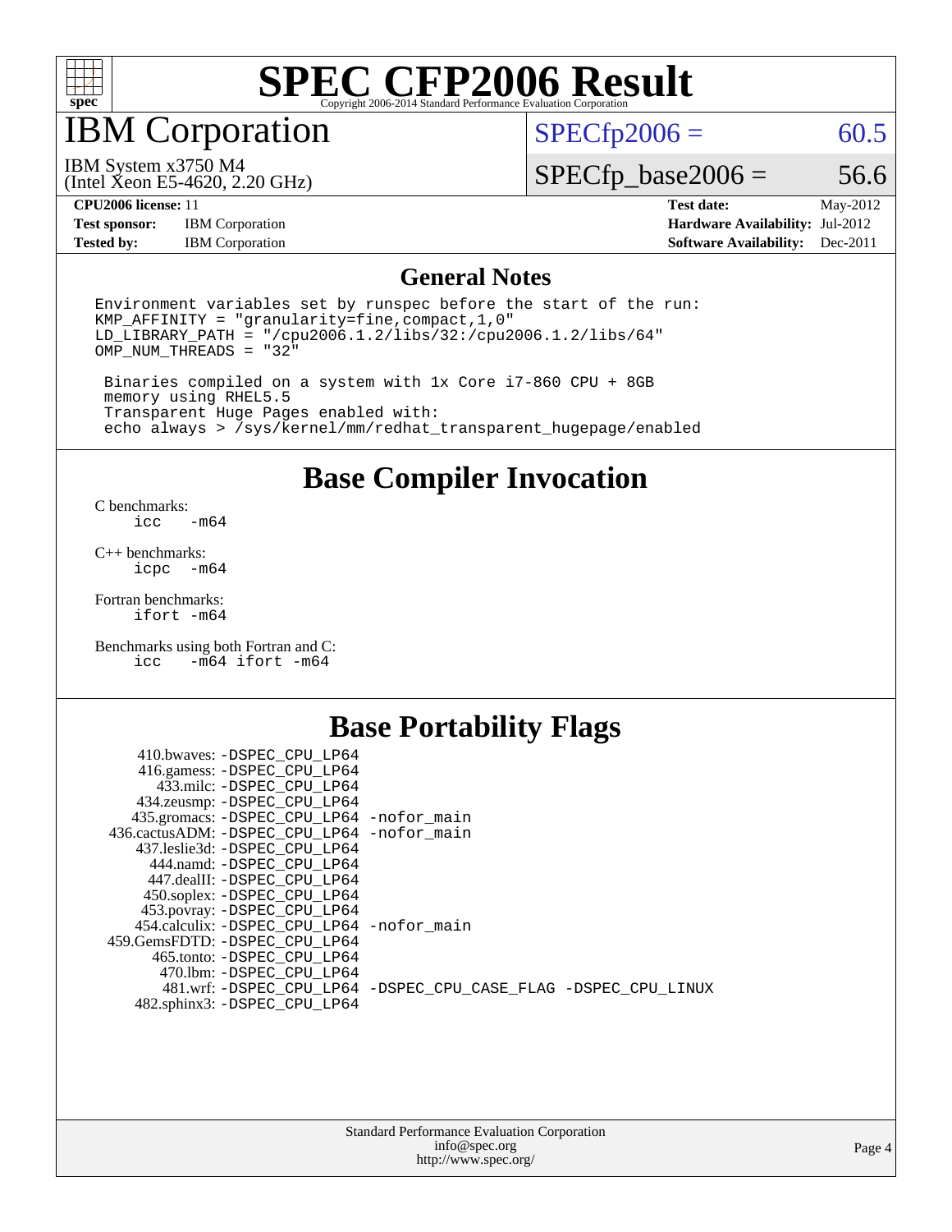# SPEC CFP2006 Result

Copyright 2006-2014 Standard Performance Evaluation Corporation

## IBM Corporation

IBM System x3750 M4
(Intel Xeon E5-4620, 2.20 GHz)

SPECfp2006 = 60.5

SPECfp_base2006 = 56.6

| | | | |
|---|---|---|---|
| **CPU2006 license:** 11 | | **Test date:** | May-2012 |
| **Test sponsor:** | IBM Corporation | **Hardware Availability:** | Jul-2012 |
| **Tested by:** | IBM Corporation | **Software Availability:** | Dec-2011 |

## General Notes

```
Environment variables set by runspec before the start of the run:
KMP_AFFINITY = "granularity=fine,compact,1,0"
LD_LIBRARY_PATH = "/cpu2006.1.2/libs/32:/cpu2006.1.2/libs/64"
OMP_NUM_THREADS = "32"

 Binaries compiled on a system with 1x Core i7-860 CPU + 8GB
 memory using RHEL5.5
 Transparent Huge Pages enabled with:
 echo always > /sys/kernel/mm/redhat_transparent_hugepage/enabled
```

## Base Compiler Invocation

C benchmarks:
    icc -m64

C++ benchmarks:
    icpc -m64

Fortran benchmarks:
    ifort -m64

Benchmarks using both Fortran and C:
    icc -m64 ifort -m64

## Base Portability Flags

```
    410.bwaves: -DSPEC_CPU_LP64
    416.gamess: -DSPEC_CPU_LP64
      433.milc: -DSPEC_CPU_LP64
    434.zeusmp: -DSPEC_CPU_LP64
   435.gromacs: -DSPEC_CPU_LP64 -nofor_main
436.cactusADM: -DSPEC_CPU_LP64 -nofor_main
   437.leslie3d: -DSPEC_CPU_LP64
      444.namd: -DSPEC_CPU_LP64
    447.dealII: -DSPEC_CPU_LP64
    450.soplex: -DSPEC_CPU_LP64
    453.povray: -DSPEC_CPU_LP64
  454.calculix: -DSPEC_CPU_LP64 -nofor_main
 459.GemsFDTD: -DSPEC_CPU_LP64
     465.tonto: -DSPEC_CPU_LP64
       470.lbm: -DSPEC_CPU_LP64
       481.wrf: -DSPEC_CPU_LP64 -DSPEC_CPU_CASE_FLAG -DSPEC_CPU_LINUX
   482.sphinx3: -DSPEC_CPU_LP64
```

Standard Performance Evaluation Corporation
info@spec.org
http://www.spec.org/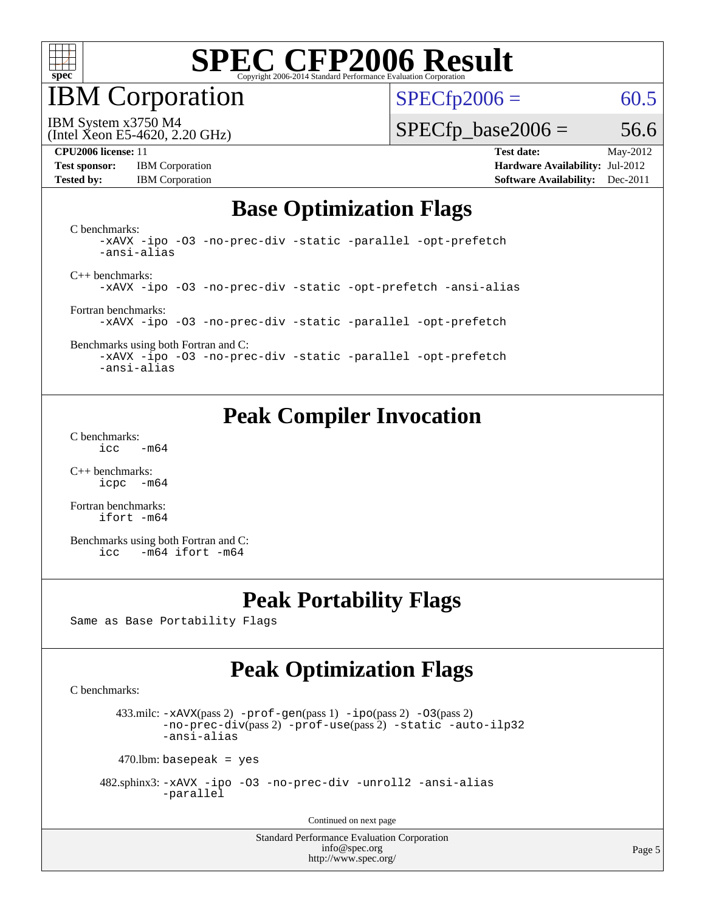# SPEC CFP2006 Result

Copyright 2006-2014 Standard Performance Evaluation Corporation

## IBM Corporation

IBM System x3750 M4
(Intel Xeon E5-4620, 2.20 GHz)

SPECfp2006 = 60.5

SPECfp_base2006 = 56.6

| | | | |
|---|---|---|---|
| **CPU2006 license:** 11 | | **Test date:** | May-2012 |
| **Test sponsor:** | IBM Corporation | **Hardware Availability:** | Jul-2012 |
| **Tested by:** | IBM Corporation | **Software Availability:** | Dec-2011 |

## Base Optimization Flags

C benchmarks:
```
-xAVX -ipo -O3 -no-prec-div -static -parallel -opt-prefetch
-ansi-alias
```

C++ benchmarks:
```
-xAVX -ipo -O3 -no-prec-div -static -opt-prefetch -ansi-alias
```

Fortran benchmarks:
```
-xAVX -ipo -O3 -no-prec-div -static -parallel -opt-prefetch
```

Benchmarks using both Fortran and C:
```
-xAVX -ipo -O3 -no-prec-div -static -parallel -opt-prefetch
-ansi-alias
```

## Peak Compiler Invocation

C benchmarks:
```
icc   -m64
```

C++ benchmarks:
```
icpc  -m64
```

Fortran benchmarks:
```
ifort -m64
```

Benchmarks using both Fortran and C:
```
icc   -m64 ifort -m64
```

## Peak Portability Flags

Same as Base Portability Flags

## Peak Optimization Flags

C benchmarks:

433.milc: -xAVX(pass 2) -prof-gen(pass 1) -ipo(pass 2) -O3(pass 2) -no-prec-div(pass 2) -prof-use(pass 2) -static -auto-ilp32 -ansi-alias

470.lbm: basepeak = yes

482.sphinx3: -xAVX -ipo -O3 -no-prec-div -unroll2 -ansi-alias -parallel

Continued on next page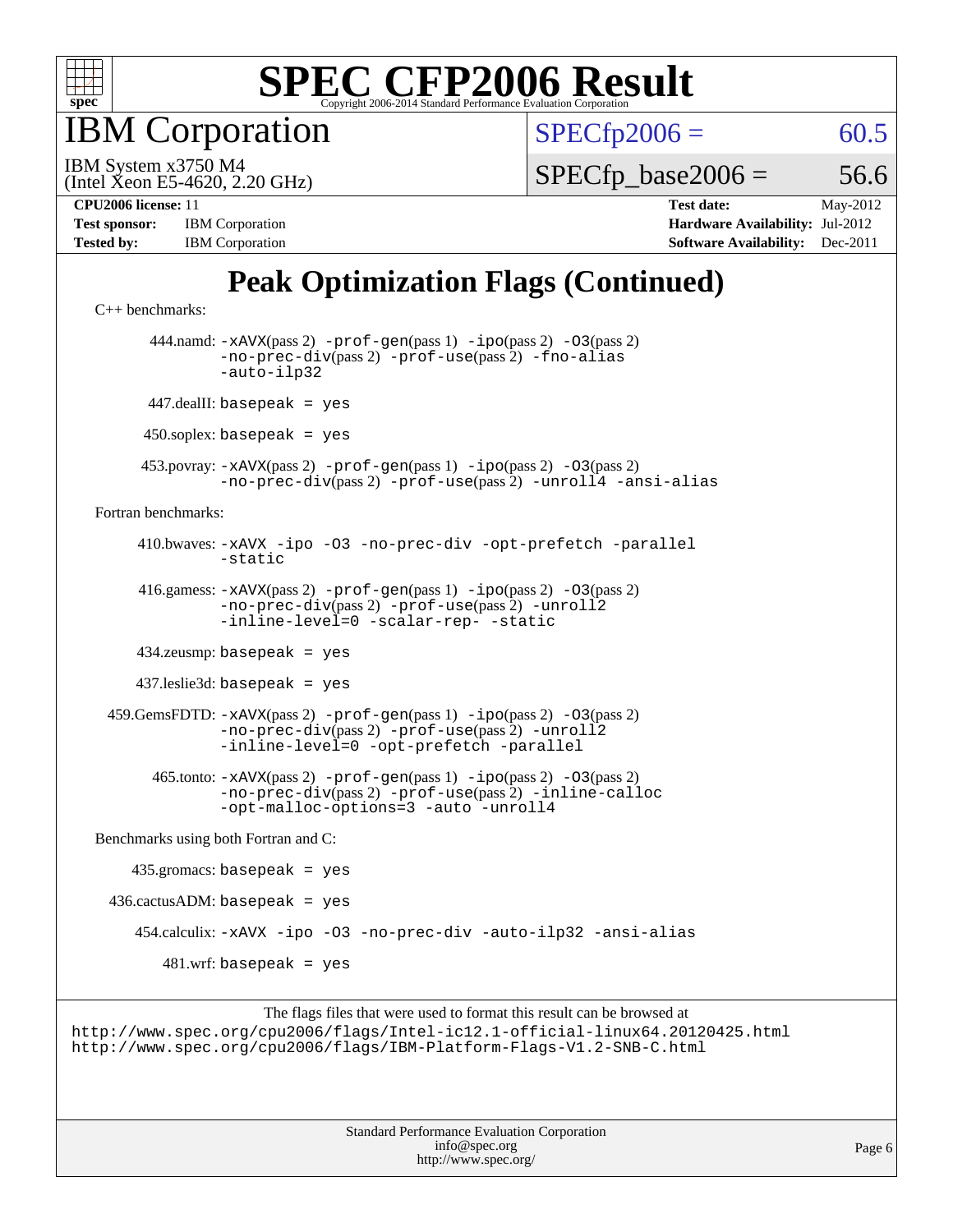# SPEC CFP2006 Result

Copyright 2006-2014 Standard Performance Evaluation Corporation

## IBM Corporation

IBM System x3750 M4
(Intel Xeon E5-4620, 2.20 GHz)

SPECfp2006 = 60.5

SPECfp_base2006 = 56.6

| | | | |
|---|---|---|---|
| **CPU2006 license:** 11 | | **Test date:** | May-2012 |
| **Test sponsor:** | IBM Corporation | **Hardware Availability:** | Jul-2012 |
| **Tested by:** | IBM Corporation | **Software Availability:** | Dec-2011 |

## Peak Optimization Flags (Continued)

C++ benchmarks:

444.namd: `-xAVX`(pass 2) `-prof-gen`(pass 1) `-ipo`(pass 2) `-O3`(pass 2) `-no-prec-div`(pass 2) `-prof-use`(pass 2) `-fno-alias` `-auto-ilp32`

447.dealII: `basepeak = yes`

450.soplex: `basepeak = yes`

453.povray: `-xAVX`(pass 2) `-prof-gen`(pass 1) `-ipo`(pass 2) `-O3`(pass 2) `-no-prec-div`(pass 2) `-prof-use`(pass 2) `-unroll4` `-ansi-alias`

Fortran benchmarks:

410.bwaves: `-xAVX` `-ipo` `-O3` `-no-prec-div` `-opt-prefetch` `-parallel` `-static`

416.gamess: `-xAVX`(pass 2) `-prof-gen`(pass 1) `-ipo`(pass 2) `-O3`(pass 2) `-no-prec-div`(pass 2) `-prof-use`(pass 2) `-unroll2` `-inline-level=0` `-scalar-rep-` `-static`

434.zeusmp: `basepeak = yes`

437.leslie3d: `basepeak = yes`

459.GemsFDTD: `-xAVX`(pass 2) `-prof-gen`(pass 1) `-ipo`(pass 2) `-O3`(pass 2) `-no-prec-div`(pass 2) `-prof-use`(pass 2) `-unroll2` `-inline-level=0` `-opt-prefetch` `-parallel`

465.tonto: `-xAVX`(pass 2) `-prof-gen`(pass 1) `-ipo`(pass 2) `-O3`(pass 2) `-no-prec-div`(pass 2) `-prof-use`(pass 2) `-inline-calloc` `-opt-malloc-options=3` `-auto` `-unroll4`

Benchmarks using both Fortran and C:

435.gromacs: `basepeak = yes`

436.cactusADM: `basepeak = yes`

454.calculix: `-xAVX` `-ipo` `-O3` `-no-prec-div` `-auto-ilp32` `-ansi-alias`

481.wrf: `basepeak = yes`

The flags files that were used to format this result can be browsed at
http://www.spec.org/cpu2006/flags/Intel-ic12.1-official-linux64.20120425.html
http://www.spec.org/cpu2006/flags/IBM-Platform-Flags-V1.2-SNB-C.html

Standard Performance Evaluation Corporation
info@spec.org
http://www.spec.org/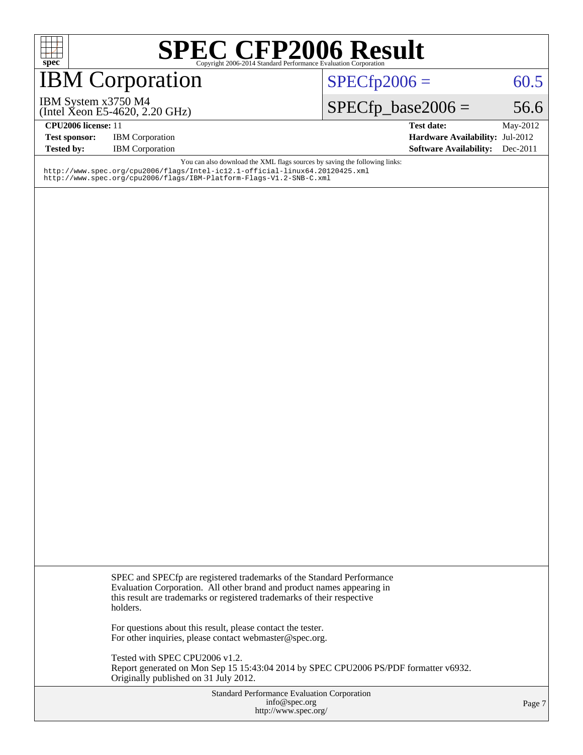# SPEC CFP2006 Result

Copyright 2006-2014 Standard Performance Evaluation Corporation

## IBM Corporation

IBM System x3750 M4
(Intel Xeon E5-4620, 2.20 GHz)

SPECfp2006 = 60.5

SPECfp_base2006 = 56.6

| | | | |
|---|---|---|---|
| **CPU2006 license:** 11 | | **Test date:** | May-2012 |
| **Test sponsor:** | IBM Corporation | **Hardware Availability:** | Jul-2012 |
| **Tested by:** | IBM Corporation | **Software Availability:** | Dec-2011 |

You can also download the XML flags sources by saving the following links:

```
http://www.spec.org/cpu2006/flags/Intel-ic12.1-official-linux64.20120425.xml
http://www.spec.org/cpu2006/flags/IBM-Platform-Flags-V1.2-SNB-C.xml
```

SPEC and SPECfp are registered trademarks of the Standard Performance Evaluation Corporation. All other brand and product names appearing in this result are trademarks or registered trademarks of their respective holders.

For questions about this result, please contact the tester.
For other inquiries, please contact webmaster@spec.org.

Tested with SPEC CPU2006 v1.2.
Report generated on Mon Sep 15 15:43:04 2014 by SPEC CPU2006 PS/PDF formatter v6932.
Originally published on 31 July 2012.

Standard Performance Evaluation Corporation
info@spec.org
http://www.spec.org/